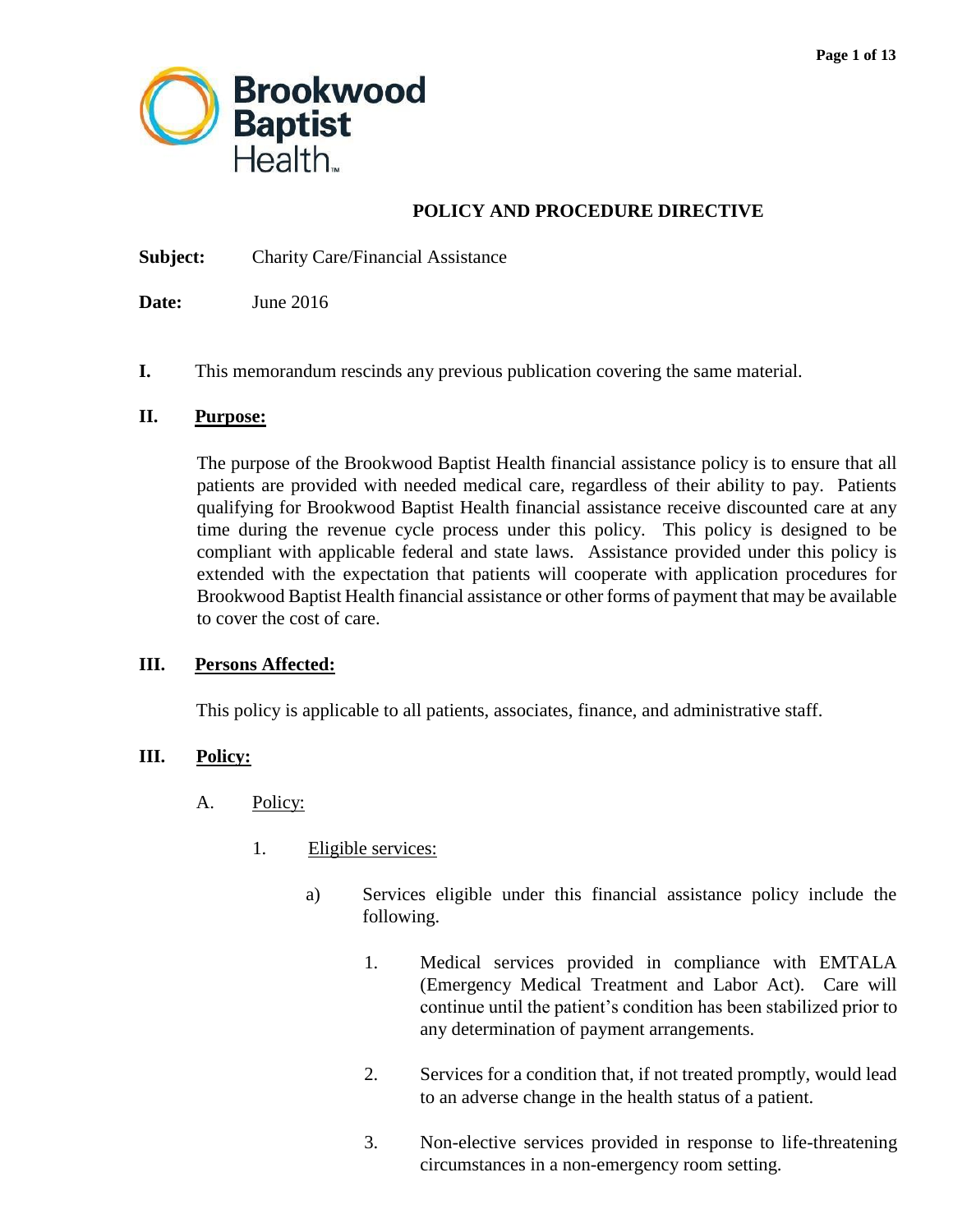Brookwood Baptist Health

# POLICY AND PROCEDURE DIRECTIVE

**Subject:** Charity Care/Financial Assistance

**Date:** June 2016

**I.** This memorandum rescinds any previous publication covering the same material.

## II. Purpose:

The purpose of the Brookwood Baptist Health financial assistance policy is to ensure that all patients are provided with needed medical care, regardless of their ability to pay. Patients qualifying for Brookwood Baptist Health financial assistance receive discounted care at any time during the revenue cycle process under this policy. This policy is designed to be compliant with applicable federal and state laws. Assistance provided under this policy is extended with the expectation that patients will cooperate with application procedures for Brookwood Baptist Health financial assistance or other forms of payment that may be available to cover the cost of care.

## III. Persons Affected:

This policy is applicable to all patients, associates, finance, and administrative staff.

## III. Policy:

A. Policy:

1. Eligible services:

   a) Services eligible under this financial assistance policy include the following.

      1. Medical services provided in compliance with EMTALA (Emergency Medical Treatment and Labor Act). Care will continue until the patient's condition has been stabilized prior to any determination of payment arrangements.

      2. Services for a condition that, if not treated promptly, would lead to an adverse change in the health status of a patient.

      3. Non-elective services provided in response to life-threatening circumstances in a non-emergency room setting.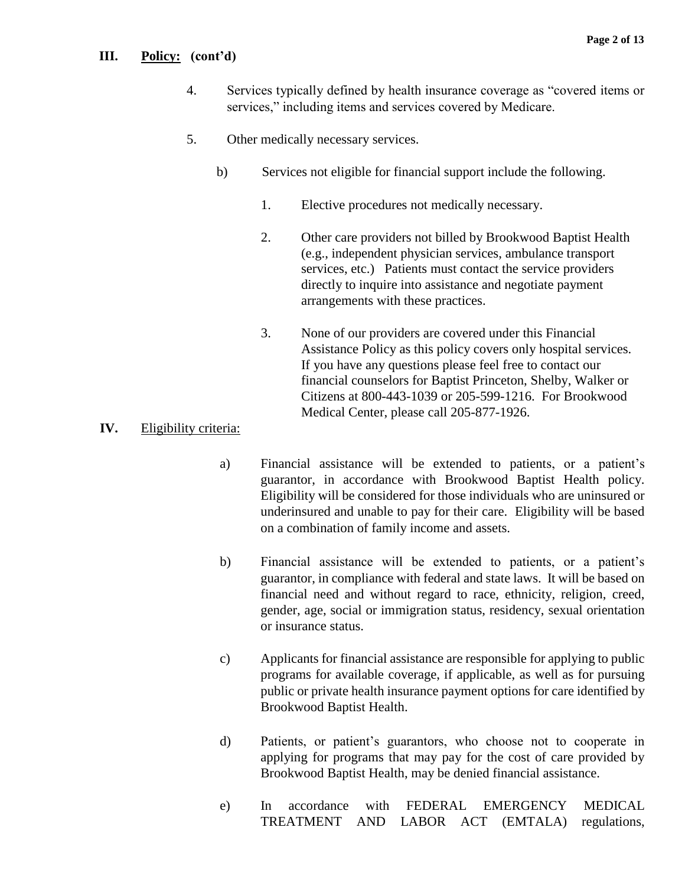## III. Policy: (cont'd)

4. Services typically defined by health insurance coverage as "covered items or services," including items and services covered by Medicare.

5. Other medically necessary services.

b) Services not eligible for financial support include the following.

1. Elective procedures not medically necessary.

2. Other care providers not billed by Brookwood Baptist Health (e.g., independent physician services, ambulance transport services, etc.) Patients must contact the service providers directly to inquire into assistance and negotiate payment arrangements with these practices.

3. None of our providers are covered under this Financial Assistance Policy as this policy covers only hospital services. If you have any questions please feel free to contact our financial counselors for Baptist Princeton, Shelby, Walker or Citizens at 800-443-1039 or 205-599-1216. For Brookwood Medical Center, please call 205-877-1926.

## IV. Eligibility criteria:

a) Financial assistance will be extended to patients, or a patient's guarantor, in accordance with Brookwood Baptist Health policy. Eligibility will be considered for those individuals who are uninsured or underinsured and unable to pay for their care. Eligibility will be based on a combination of family income and assets.

b) Financial assistance will be extended to patients, or a patient's guarantor, in compliance with federal and state laws. It will be based on financial need and without regard to race, ethnicity, religion, creed, gender, age, social or immigration status, residency, sexual orientation or insurance status.

c) Applicants for financial assistance are responsible for applying to public programs for available coverage, if applicable, as well as for pursuing public or private health insurance payment options for care identified by Brookwood Baptist Health.

d) Patients, or patient's guarantors, who choose not to cooperate in applying for programs that may pay for the cost of care provided by Brookwood Baptist Health, may be denied financial assistance.

e) In accordance with FEDERAL EMERGENCY MEDICAL TREATMENT AND LABOR ACT (EMTALA) regulations,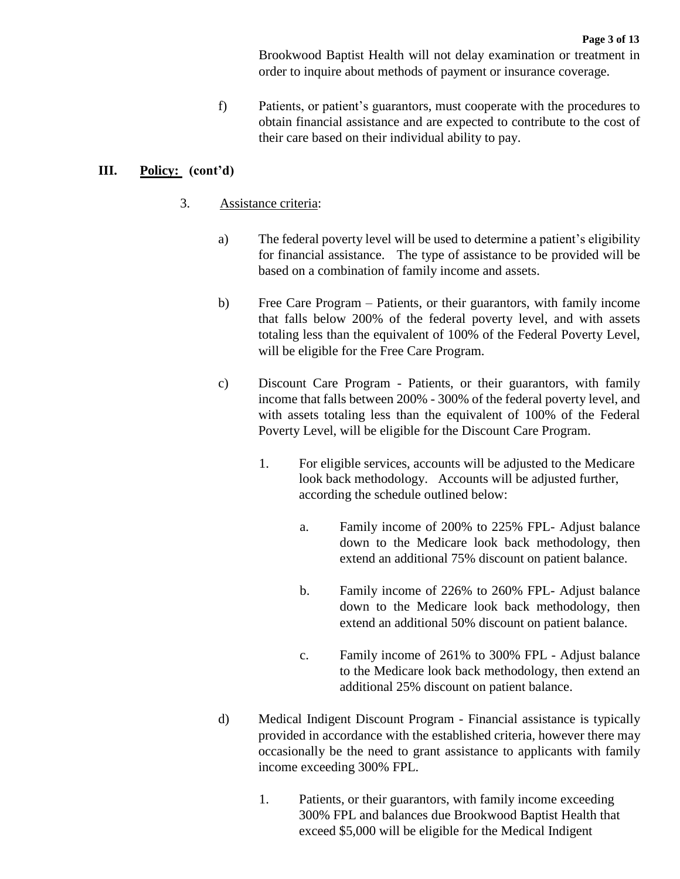Brookwood Baptist Health will not delay examination or treatment in order to inquire about methods of payment or insurance coverage.

f) Patients, or patient's guarantors, must cooperate with the procedures to obtain financial assistance and are expected to contribute to the cost of their care based on their individual ability to pay.

## III. Policy: (cont'd)

3. Assistance criteria:

   a) The federal poverty level will be used to determine a patient's eligibility for financial assistance. The type of assistance to be provided will be based on a combination of family income and assets.

   b) Free Care Program – Patients, or their guarantors, with family income that falls below 200% of the federal poverty level, and with assets totaling less than the equivalent of 100% of the Federal Poverty Level, will be eligible for the Free Care Program.

   c) Discount Care Program - Patients, or their guarantors, with family income that falls between 200% - 300% of the federal poverty level, and with assets totaling less than the equivalent of 100% of the Federal Poverty Level, will be eligible for the Discount Care Program.

      1. For eligible services, accounts will be adjusted to the Medicare look back methodology. Accounts will be adjusted further, according the schedule outlined below:

         a. Family income of 200% to 225% FPL- Adjust balance down to the Medicare look back methodology, then extend an additional 75% discount on patient balance.

         b. Family income of 226% to 260% FPL- Adjust balance down to the Medicare look back methodology, then extend an additional 50% discount on patient balance.

         c. Family income of 261% to 300% FPL - Adjust balance to the Medicare look back methodology, then extend an additional 25% discount on patient balance.

   d) Medical Indigent Discount Program - Financial assistance is typically provided in accordance with the established criteria, however there may occasionally be the need to grant assistance to applicants with family income exceeding 300% FPL.

      1. Patients, or their guarantors, with family income exceeding 300% FPL and balances due Brookwood Baptist Health that exceed $5,000 will be eligible for the Medical Indigent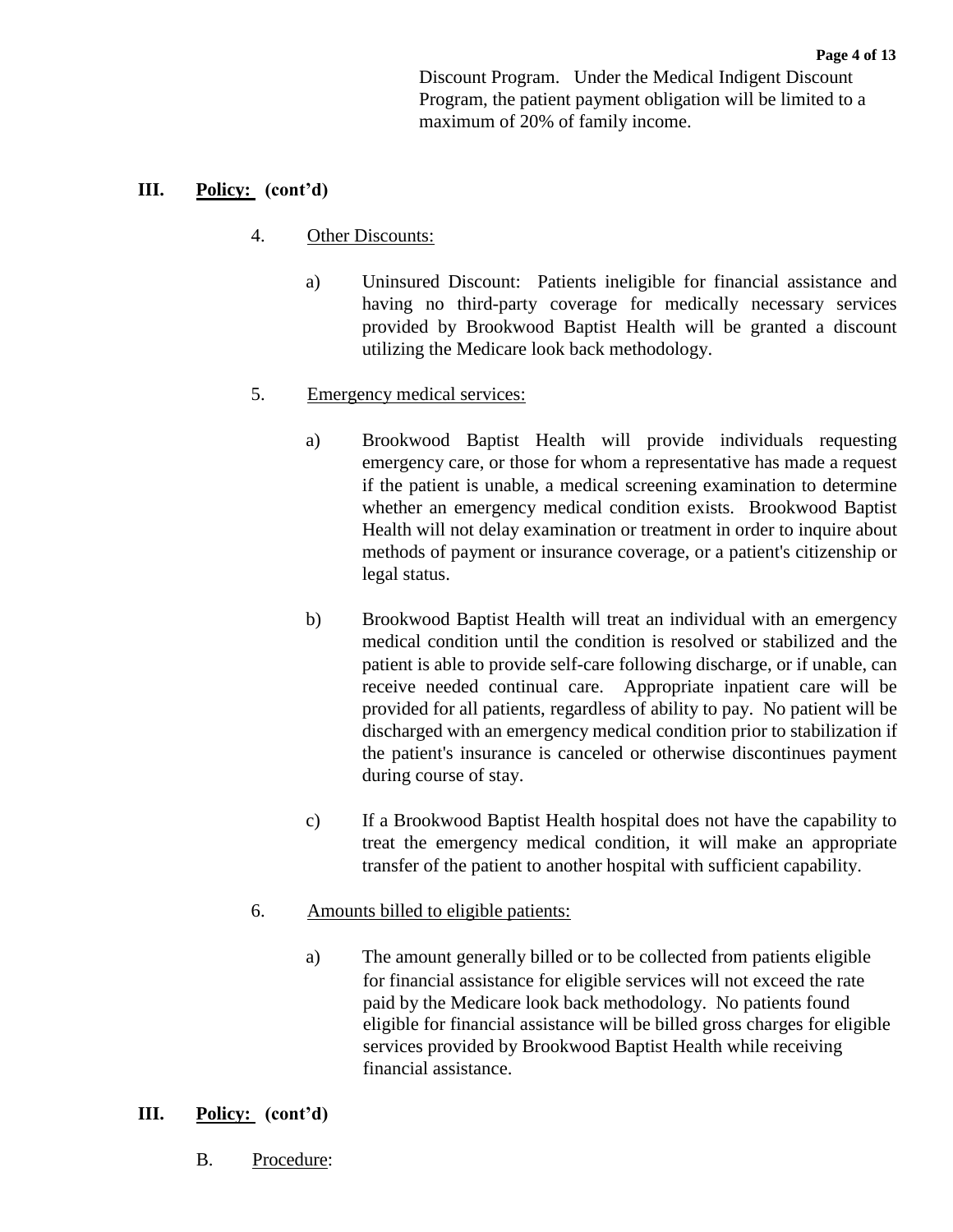Discount Program. Under the Medical Indigent Discount Program, the patient payment obligation will be limited to a maximum of 20% of family income.

## III. Policy: (cont'd)

4. Other Discounts:

    a) Uninsured Discount: Patients ineligible for financial assistance and having no third-party coverage for medically necessary services provided by Brookwood Baptist Health will be granted a discount utilizing the Medicare look back methodology.

5. Emergency medical services:

    a) Brookwood Baptist Health will provide individuals requesting emergency care, or those for whom a representative has made a request if the patient is unable, a medical screening examination to determine whether an emergency medical condition exists. Brookwood Baptist Health will not delay examination or treatment in order to inquire about methods of payment or insurance coverage, or a patient's citizenship or legal status.

    b) Brookwood Baptist Health will treat an individual with an emergency medical condition until the condition is resolved or stabilized and the patient is able to provide self-care following discharge, or if unable, can receive needed continual care. Appropriate inpatient care will be provided for all patients, regardless of ability to pay. No patient will be discharged with an emergency medical condition prior to stabilization if the patient's insurance is canceled or otherwise discontinues payment during course of stay.

    c) If a Brookwood Baptist Health hospital does not have the capability to treat the emergency medical condition, it will make an appropriate transfer of the patient to another hospital with sufficient capability.

6. Amounts billed to eligible patients:

    a) The amount generally billed or to be collected from patients eligible for financial assistance for eligible services will not exceed the rate paid by the Medicare look back methodology. No patients found eligible for financial assistance will be billed gross charges for eligible services provided by Brookwood Baptist Health while receiving financial assistance.

## III. Policy: (cont'd)

### B. Procedure: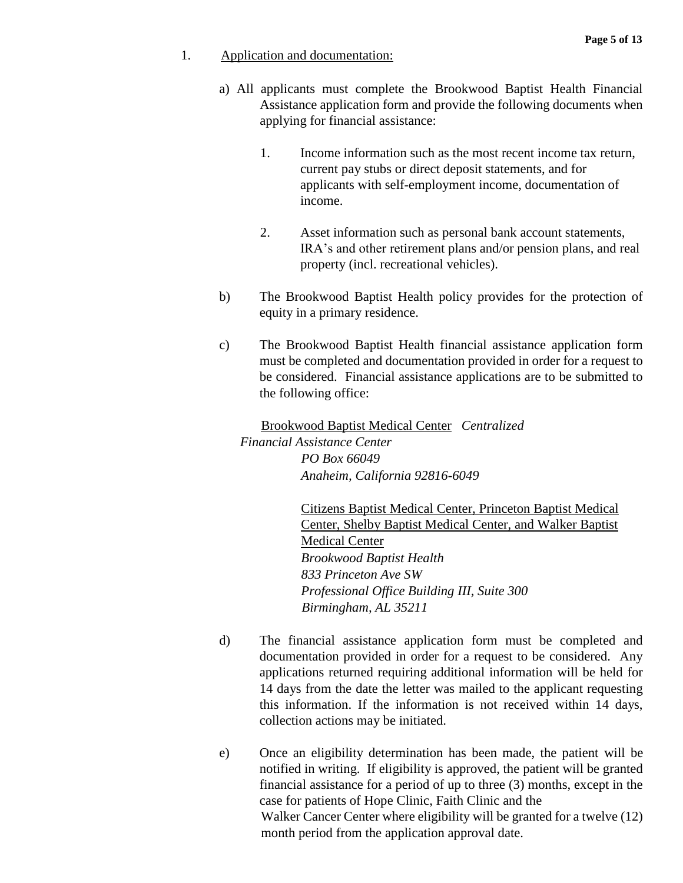1. Application and documentation:

   a) All applicants must complete the Brookwood Baptist Health Financial Assistance application form and provide the following documents when applying for financial assistance:

      1. Income information such as the most recent income tax return, current pay stubs or direct deposit statements, and for applicants with self-employment income, documentation of income.

      2. Asset information such as personal bank account statements, IRA's and other retirement plans and/or pension plans, and real property (incl. recreational vehicles).

   b) The Brookwood Baptist Health policy provides for the protection of equity in a primary residence.

   c) The Brookwood Baptist Health financial assistance application form must be completed and documentation provided in order for a request to be considered. Financial assistance applications are to be submitted to the following office:

      Brookwood Baptist Medical Center *Centralized Financial Assistance Center*
      *PO Box 66049*
      *Anaheim, California 92816-6049*

      Citizens Baptist Medical Center, Princeton Baptist Medical Center, Shelby Baptist Medical Center, and Walker Baptist Medical Center
      *Brookwood Baptist Health*
      *833 Princeton Ave SW*
      *Professional Office Building III, Suite 300*
      *Birmingham, AL 35211*

   d) The financial assistance application form must be completed and documentation provided in order for a request to be considered. Any applications returned requiring additional information will be held for 14 days from the date the letter was mailed to the applicant requesting this information. If the information is not received within 14 days, collection actions may be initiated.

   e) Once an eligibility determination has been made, the patient will be notified in writing. If eligibility is approved, the patient will be granted financial assistance for a period of up to three (3) months, except in the case for patients of Hope Clinic, Faith Clinic and the Walker Cancer Center where eligibility will be granted for a twelve (12) month period from the application approval date.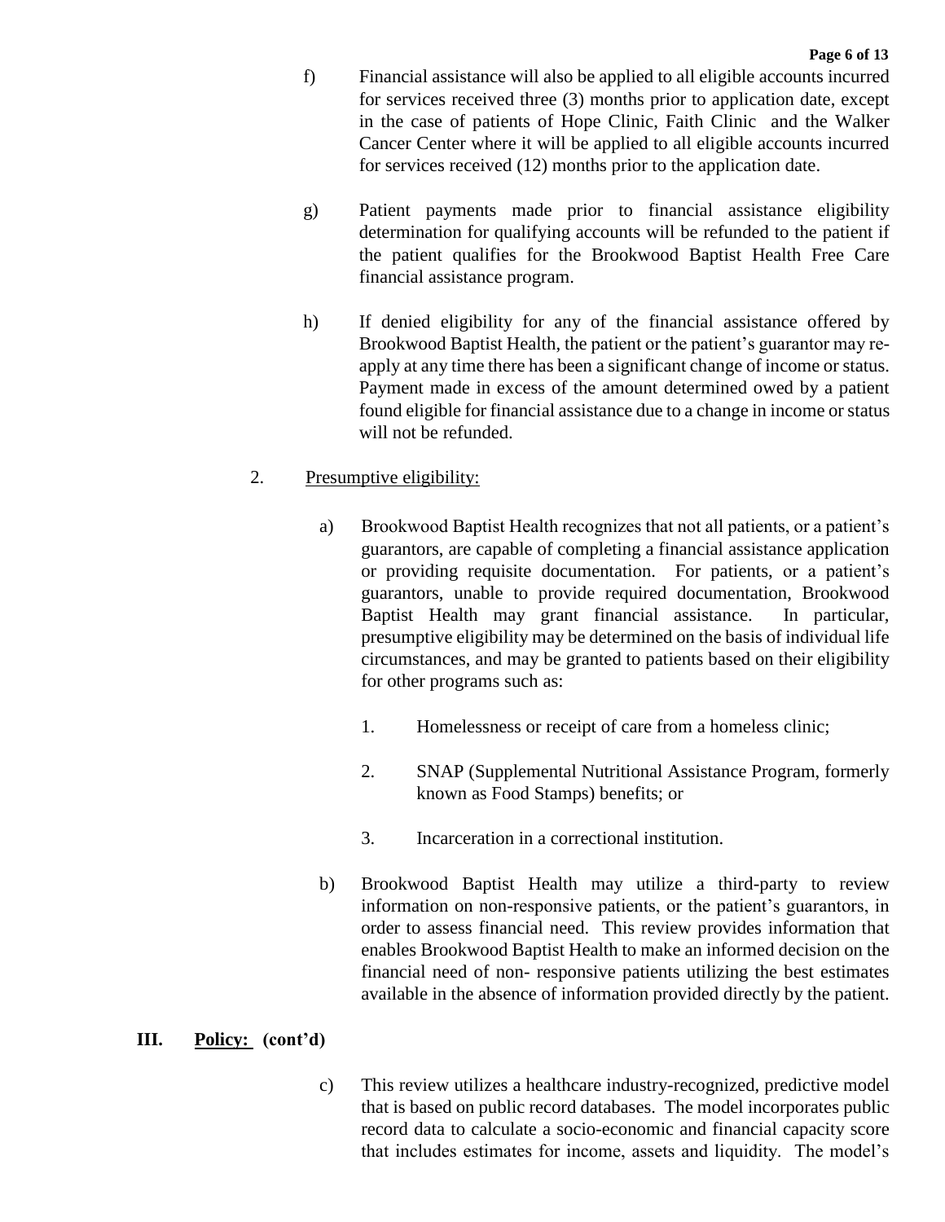f) Financial assistance will also be applied to all eligible accounts incurred for services received three (3) months prior to application date, except in the case of patients of Hope Clinic, Faith Clinic and the Walker Cancer Center where it will be applied to all eligible accounts incurred for services received (12) months prior to the application date.

g) Patient payments made prior to financial assistance eligibility determination for qualifying accounts will be refunded to the patient if the patient qualifies for the Brookwood Baptist Health Free Care financial assistance program.

h) If denied eligibility for any of the financial assistance offered by Brookwood Baptist Health, the patient or the patient's guarantor may re-apply at any time there has been a significant change of income or status. Payment made in excess of the amount determined owed by a patient found eligible for financial assistance due to a change in income or status will not be refunded.

2. <u>Presumptive eligibility:</u>

a) Brookwood Baptist Health recognizes that not all patients, or a patient's guarantors, are capable of completing a financial assistance application or providing requisite documentation. For patients, or a patient's guarantors, unable to provide required documentation, Brookwood Baptist Health may grant financial assistance. In particular, presumptive eligibility may be determined on the basis of individual life circumstances, and may be granted to patients based on their eligibility for other programs such as:

1. Homelessness or receipt of care from a homeless clinic;

2. SNAP (Supplemental Nutritional Assistance Program, formerly known as Food Stamps) benefits; or

3. Incarceration in a correctional institution.

b) Brookwood Baptist Health may utilize a third-party to review information on non-responsive patients, or the patient's guarantors, in order to assess financial need. This review provides information that enables Brookwood Baptist Health to make an informed decision on the financial need of non- responsive patients utilizing the best estimates available in the absence of information provided directly by the patient.

**III. <u>Policy:</u> (cont'd)**

c) This review utilizes a healthcare industry-recognized, predictive model that is based on public record databases. The model incorporates public record data to calculate a socio-economic and financial capacity score that includes estimates for income, assets and liquidity. The model's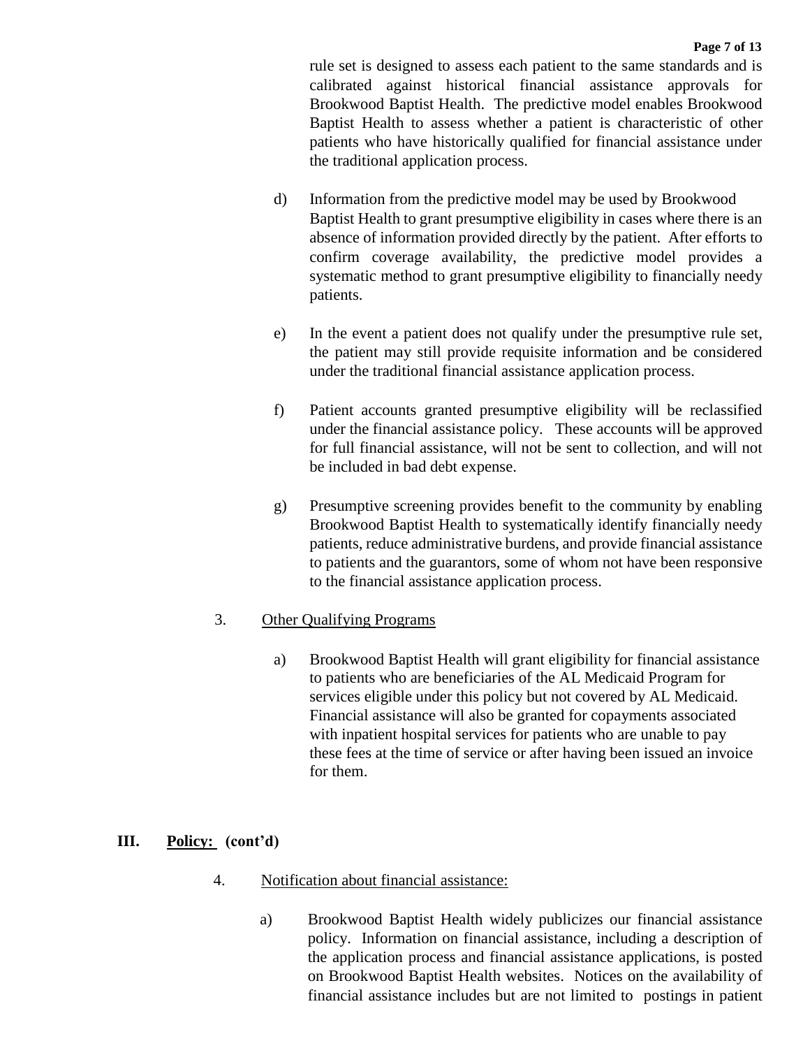rule set is designed to assess each patient to the same standards and is calibrated against historical financial assistance approvals for Brookwood Baptist Health. The predictive model enables Brookwood Baptist Health to assess whether a patient is characteristic of other patients who have historically qualified for financial assistance under the traditional application process.

d) Information from the predictive model may be used by Brookwood Baptist Health to grant presumptive eligibility in cases where there is an absence of information provided directly by the patient. After efforts to confirm coverage availability, the predictive model provides a systematic method to grant presumptive eligibility to financially needy patients.

e) In the event a patient does not qualify under the presumptive rule set, the patient may still provide requisite information and be considered under the traditional financial assistance application process.

f) Patient accounts granted presumptive eligibility will be reclassified under the financial assistance policy. These accounts will be approved for full financial assistance, will not be sent to collection, and will not be included in bad debt expense.

g) Presumptive screening provides benefit to the community by enabling Brookwood Baptist Health to systematically identify financially needy patients, reduce administrative burdens, and provide financial assistance to patients and the guarantors, some of whom not have been responsive to the financial assistance application process.

3. <u>Other Qualifying Programs</u>

a) Brookwood Baptist Health will grant eligibility for financial assistance to patients who are beneficiaries of the AL Medicaid Program for services eligible under this policy but not covered by AL Medicaid. Financial assistance will also be granted for copayments associated with inpatient hospital services for patients who are unable to pay these fees at the time of service or after having been issued an invoice for them.

## III. Policy: (cont'd)

4. <u>Notification about financial assistance:</u>

a) Brookwood Baptist Health widely publicizes our financial assistance policy. Information on financial assistance, including a description of the application process and financial assistance applications, is posted on Brookwood Baptist Health websites. Notices on the availability of financial assistance includes but are not limited to postings in patient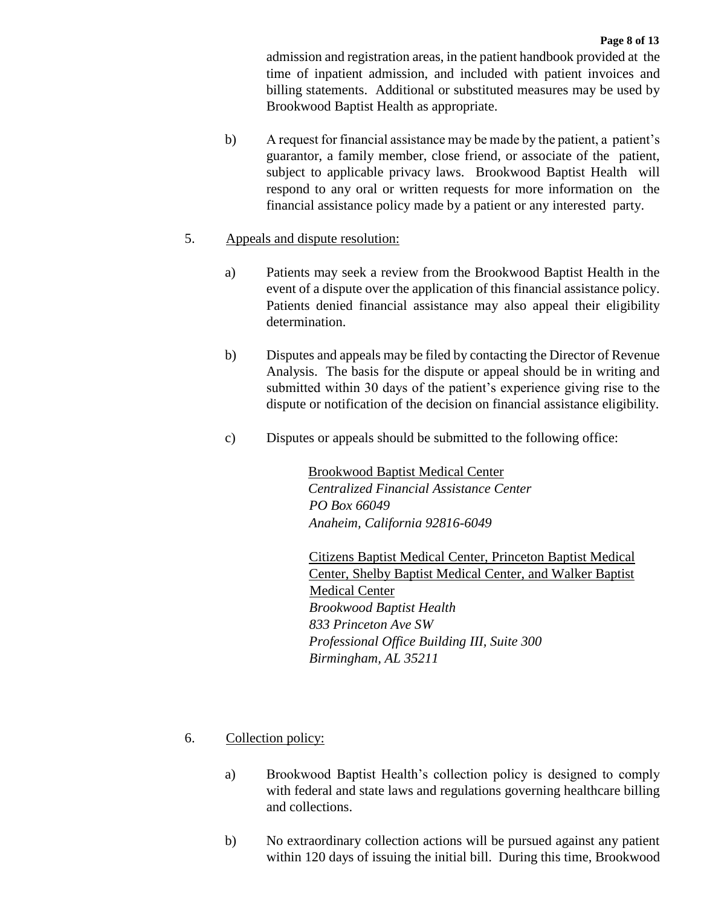admission and registration areas, in the patient handbook provided at the time of inpatient admission, and included with patient invoices and billing statements. Additional or substituted measures may be used by Brookwood Baptist Health as appropriate.

b) A request for financial assistance may be made by the patient, a patient's guarantor, a family member, close friend, or associate of the patient, subject to applicable privacy laws. Brookwood Baptist Health will respond to any oral or written requests for more information on the financial assistance policy made by a patient or any interested party.

5. Appeals and dispute resolution:

a) Patients may seek a review from the Brookwood Baptist Health in the event of a dispute over the application of this financial assistance policy. Patients denied financial assistance may also appeal their eligibility determination.

b) Disputes and appeals may be filed by contacting the Director of Revenue Analysis. The basis for the dispute or appeal should be in writing and submitted within 30 days of the patient's experience giving rise to the dispute or notification of the decision on financial assistance eligibility.

c) Disputes or appeals should be submitted to the following office:

Brookwood Baptist Medical Center
*Centralized Financial Assistance Center*
*PO Box 66049*
*Anaheim, California 92816-6049*

Citizens Baptist Medical Center, Princeton Baptist Medical Center, Shelby Baptist Medical Center, and Walker Baptist Medical Center
*Brookwood Baptist Health*
*833 Princeton Ave SW*
*Professional Office Building III, Suite 300*
*Birmingham, AL 35211*

6. Collection policy:

a) Brookwood Baptist Health's collection policy is designed to comply with federal and state laws and regulations governing healthcare billing and collections.

b) No extraordinary collection actions will be pursued against any patient within 120 days of issuing the initial bill. During this time, Brookwood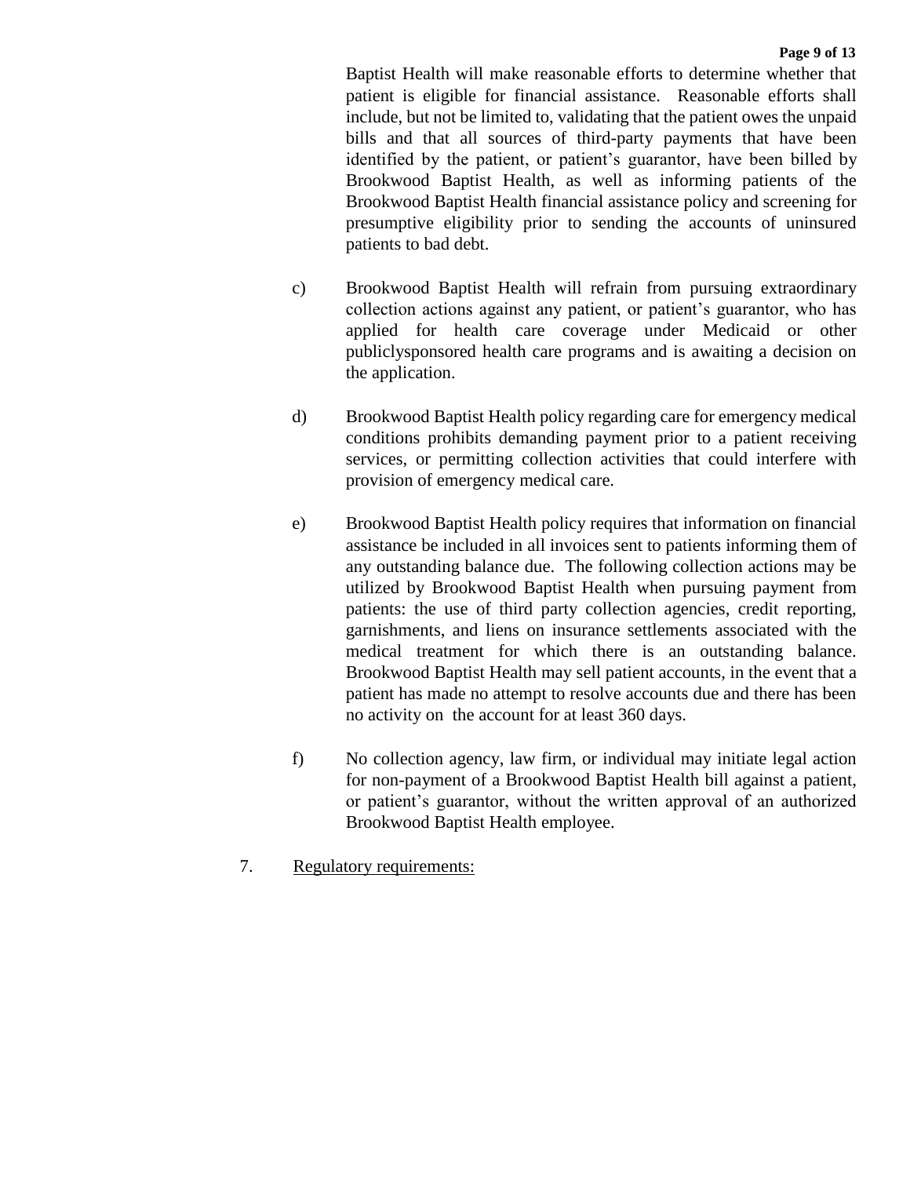Baptist Health will make reasonable efforts to determine whether that patient is eligible for financial assistance. Reasonable efforts shall include, but not be limited to, validating that the patient owes the unpaid bills and that all sources of third-party payments that have been identified by the patient, or patient's guarantor, have been billed by Brookwood Baptist Health, as well as informing patients of the Brookwood Baptist Health financial assistance policy and screening for presumptive eligibility prior to sending the accounts of uninsured patients to bad debt.

c) Brookwood Baptist Health will refrain from pursuing extraordinary collection actions against any patient, or patient's guarantor, who has applied for health care coverage under Medicaid or other publiclysponsored health care programs and is awaiting a decision on the application.

d) Brookwood Baptist Health policy regarding care for emergency medical conditions prohibits demanding payment prior to a patient receiving services, or permitting collection activities that could interfere with provision of emergency medical care.

e) Brookwood Baptist Health policy requires that information on financial assistance be included in all invoices sent to patients informing them of any outstanding balance due. The following collection actions may be utilized by Brookwood Baptist Health when pursuing payment from patients: the use of third party collection agencies, credit reporting, garnishments, and liens on insurance settlements associated with the medical treatment for which there is an outstanding balance. Brookwood Baptist Health may sell patient accounts, in the event that a patient has made no attempt to resolve accounts due and there has been no activity on the account for at least 360 days.

f) No collection agency, law firm, or individual may initiate legal action for non-payment of a Brookwood Baptist Health bill against a patient, or patient's guarantor, without the written approval of an authorized Brookwood Baptist Health employee.

7. Regulatory requirements: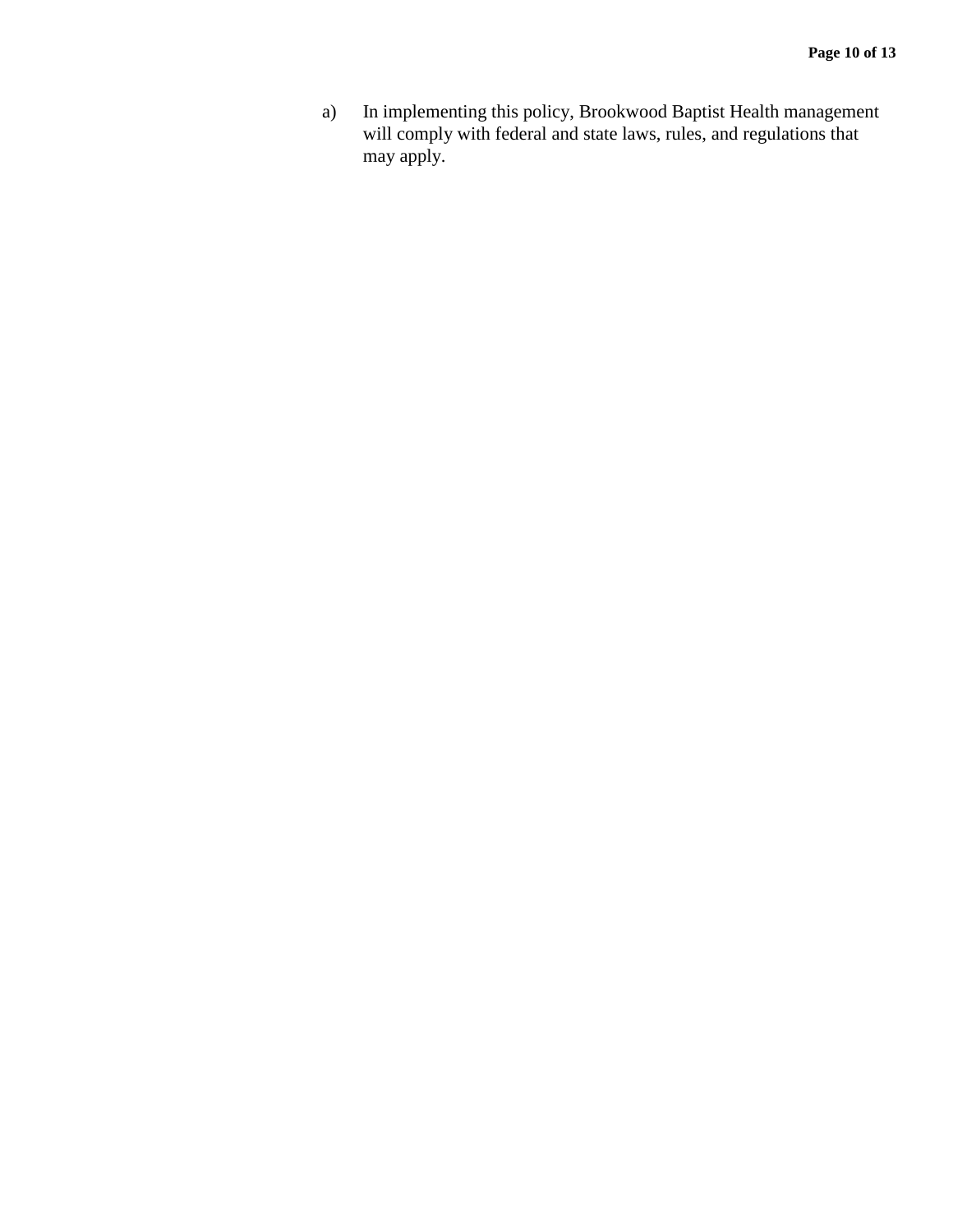a) In implementing this policy, Brookwood Baptist Health management will comply with federal and state laws, rules, and regulations that may apply.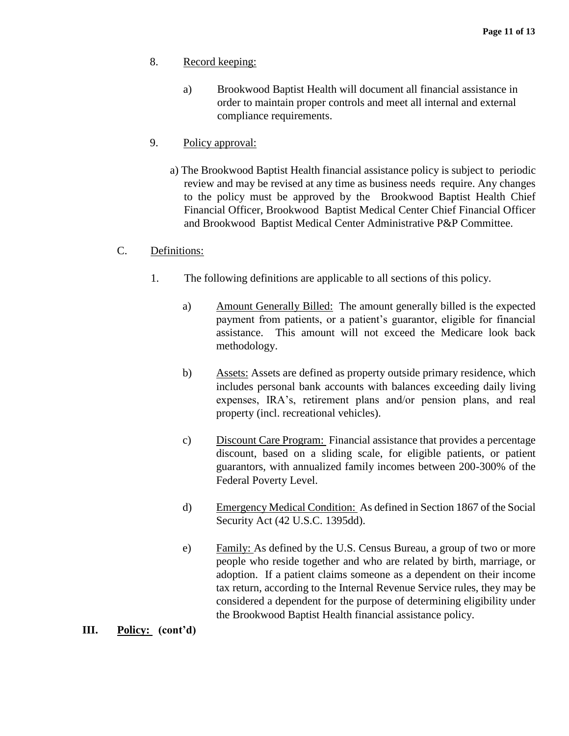8. Record keeping:

    a) Brookwood Baptist Health will document all financial assistance in order to maintain proper controls and meet all internal and external compliance requirements.

9. Policy approval:

    a) The Brookwood Baptist Health financial assistance policy is subject to periodic review and may be revised at any time as business needs require. Any changes to the policy must be approved by the Brookwood Baptist Health Chief Financial Officer, Brookwood Baptist Medical Center Chief Financial Officer and Brookwood Baptist Medical Center Administrative P&P Committee.

C. Definitions:

1. The following definitions are applicable to all sections of this policy.

    a) Amount Generally Billed: The amount generally billed is the expected payment from patients, or a patient's guarantor, eligible for financial assistance. This amount will not exceed the Medicare look back methodology.

    b) Assets: Assets are defined as property outside primary residence, which includes personal bank accounts with balances exceeding daily living expenses, IRA's, retirement plans and/or pension plans, and real property (incl. recreational vehicles).

    c) Discount Care Program: Financial assistance that provides a percentage discount, based on a sliding scale, for eligible patients, or patient guarantors, with annualized family incomes between 200-300% of the Federal Poverty Level.

    d) Emergency Medical Condition: As defined in Section 1867 of the Social Security Act (42 U.S.C. 1395dd).

    e) Family: As defined by the U.S. Census Bureau, a group of two or more people who reside together and who are related by birth, marriage, or adoption. If a patient claims someone as a dependent on their income tax return, according to the Internal Revenue Service rules, they may be considered a dependent for the purpose of determining eligibility under the Brookwood Baptist Health financial assistance policy.

**III. Policy: (cont'd)**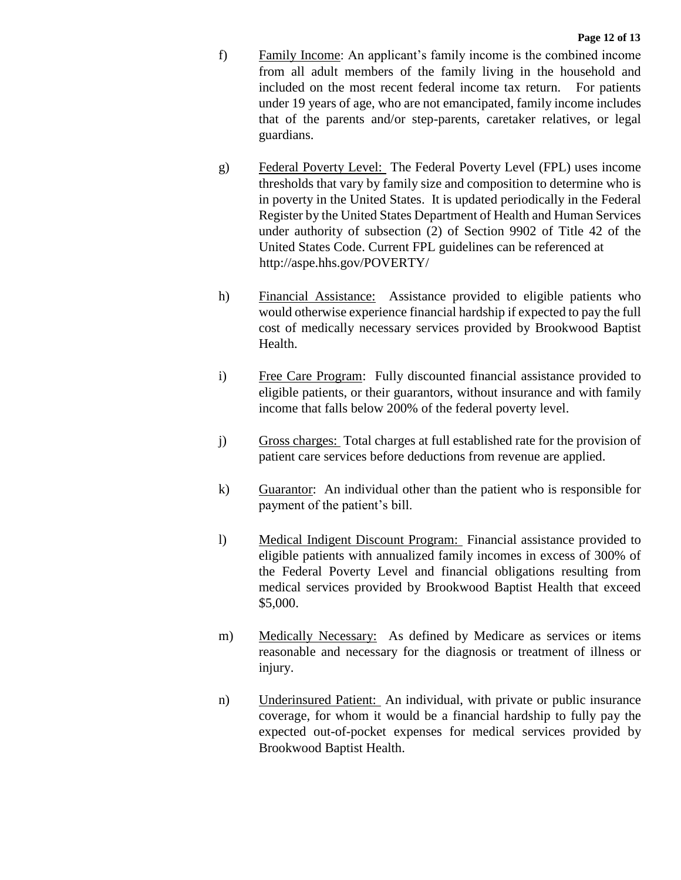f) Family Income: An applicant's family income is the combined income from all adult members of the family living in the household and included on the most recent federal income tax return. For patients under 19 years of age, who are not emancipated, family income includes that of the parents and/or step-parents, caretaker relatives, or legal guardians.

g) Federal Poverty Level: The Federal Poverty Level (FPL) uses income thresholds that vary by family size and composition to determine who is in poverty in the United States. It is updated periodically in the Federal Register by the United States Department of Health and Human Services under authority of subsection (2) of Section 9902 of Title 42 of the United States Code. Current FPL guidelines can be referenced at http://aspe.hhs.gov/POVERTY/

h) Financial Assistance: Assistance provided to eligible patients who would otherwise experience financial hardship if expected to pay the full cost of medically necessary services provided by Brookwood Baptist Health.

i) Free Care Program: Fully discounted financial assistance provided to eligible patients, or their guarantors, without insurance and with family income that falls below 200% of the federal poverty level.

j) Gross charges: Total charges at full established rate for the provision of patient care services before deductions from revenue are applied.

k) Guarantor: An individual other than the patient who is responsible for payment of the patient's bill.

l) Medical Indigent Discount Program: Financial assistance provided to eligible patients with annualized family incomes in excess of 300% of the Federal Poverty Level and financial obligations resulting from medical services provided by Brookwood Baptist Health that exceed $5,000.

m) Medically Necessary: As defined by Medicare as services or items reasonable and necessary for the diagnosis or treatment of illness or injury.

n) Underinsured Patient: An individual, with private or public insurance coverage, for whom it would be a financial hardship to fully pay the expected out-of-pocket expenses for medical services provided by Brookwood Baptist Health.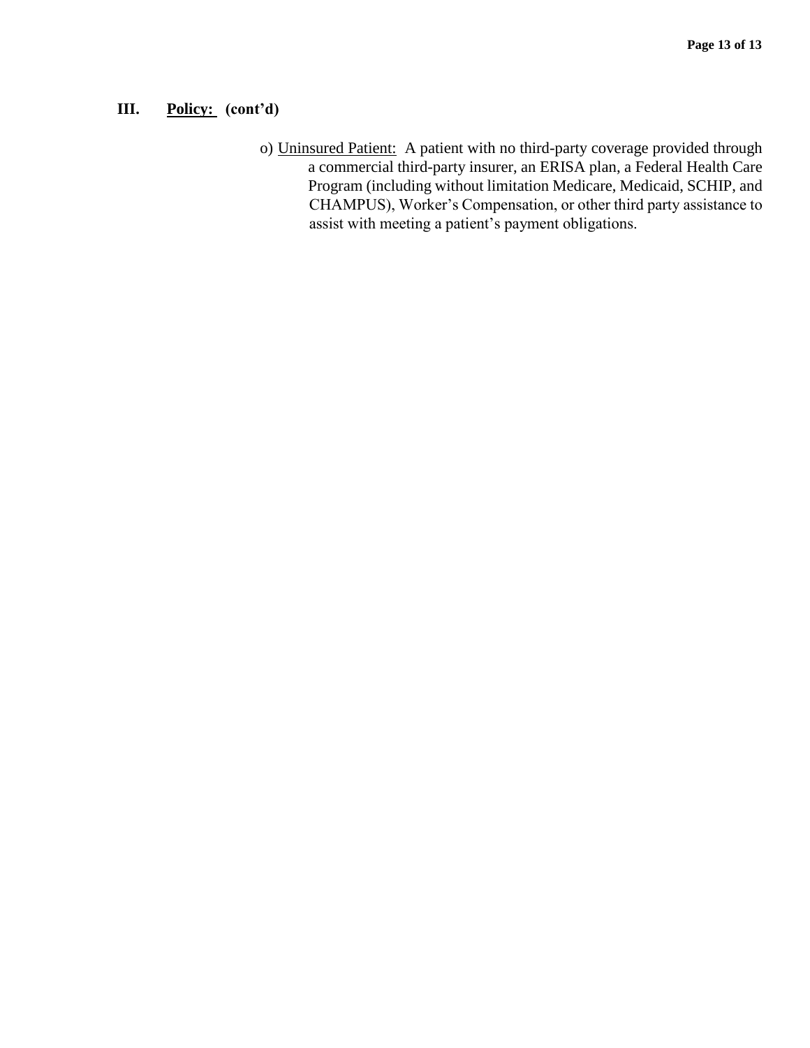## III. <u>Policy:</u> (cont'd)

o) <u>Uninsured Patient:</u> A patient with no third-party coverage provided through a commercial third-party insurer, an ERISA plan, a Federal Health Care Program (including without limitation Medicare, Medicaid, SCHIP, and CHAMPUS), Worker's Compensation, or other third party assistance to assist with meeting a patient's payment obligations.